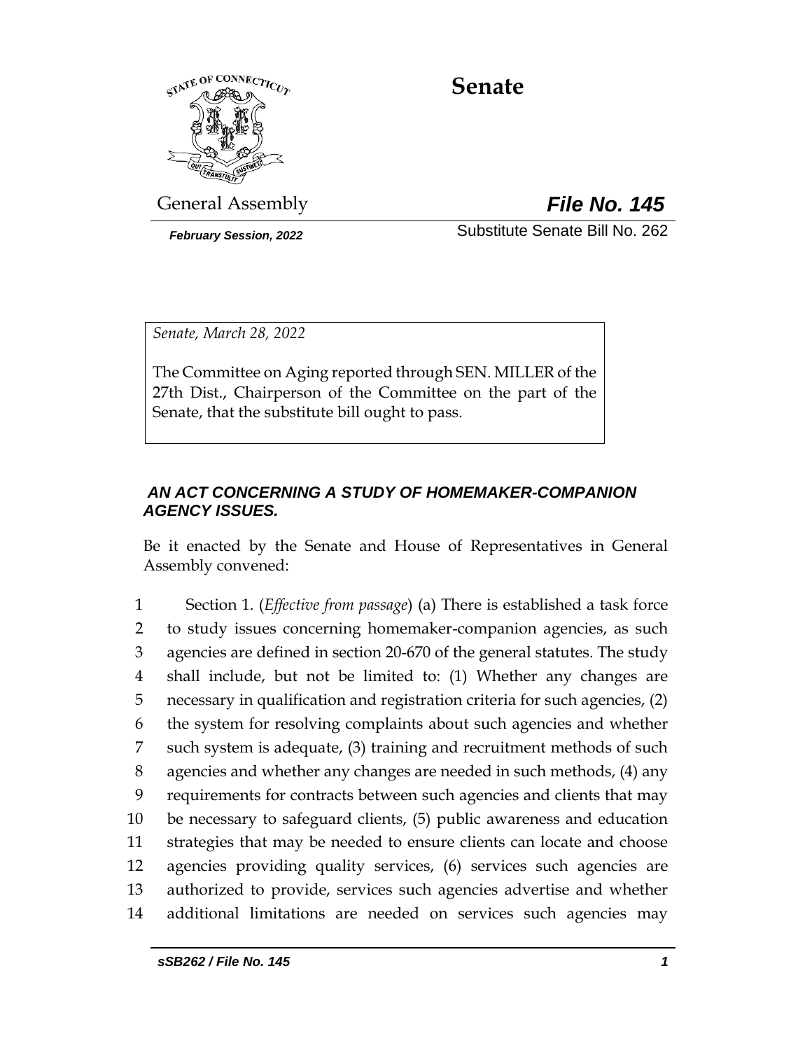# Senate

General Assembly

***File No. 145***

***February Session, 2022***

Substitute Senate Bill No. 262

*Senate, March 28, 2022*

The Committee on Aging reported through SEN. MILLER of the 27th Dist., Chairperson of the Committee on the part of the Senate, that the substitute bill ought to pass.

***AN ACT CONCERNING A STUDY OF HOMEMAKER-COMPANION AGENCY ISSUES.***

Be it enacted by the Senate and House of Representatives in General Assembly convened:

1 Section 1. (*Effective from passage*) (a) There is established a task force
2 to study issues concerning homemaker-companion agencies, as such
3 agencies are defined in section 20-670 of the general statutes. The study
4 shall include, but not be limited to: (1) Whether any changes are
5 necessary in qualification and registration criteria for such agencies, (2)
6 the system for resolving complaints about such agencies and whether
7 such system is adequate, (3) training and recruitment methods of such
8 agencies and whether any changes are needed in such methods, (4) any
9 requirements for contracts between such agencies and clients that may
10 be necessary to safeguard clients, (5) public awareness and education
11 strategies that may be needed to ensure clients can locate and choose
12 agencies providing quality services, (6) services such agencies are
13 authorized to provide, services such agencies advertise and whether
14 additional limitations are needed on services such agencies may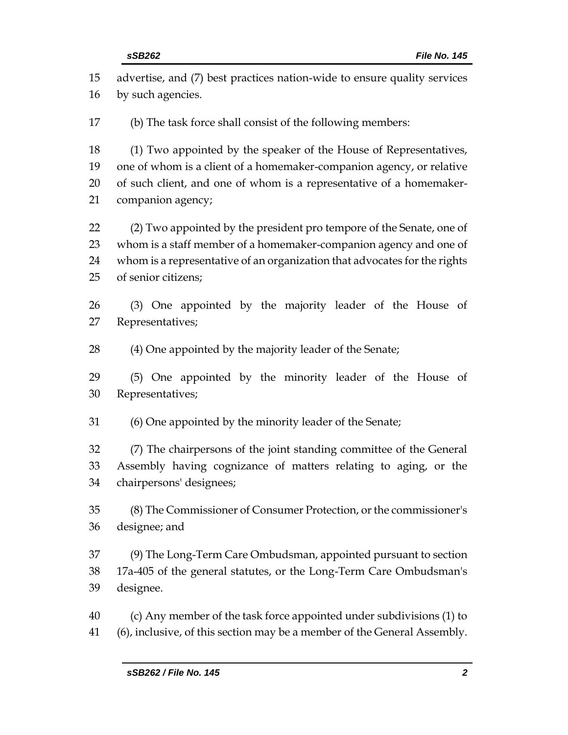advertise, and (7) best practices nation-wide to ensure quality services by such agencies.

(b) The task force shall consist of the following members:

(1) Two appointed by the speaker of the House of Representatives, one of whom is a client of a homemaker-companion agency, or relative of such client, and one of whom is a representative of a homemaker-companion agency;

(2) Two appointed by the president pro tempore of the Senate, one of whom is a staff member of a homemaker-companion agency and one of whom is a representative of an organization that advocates for the rights of senior citizens;

(3) One appointed by the majority leader of the House of Representatives;

(4) One appointed by the majority leader of the Senate;

(5) One appointed by the minority leader of the House of Representatives;

(6) One appointed by the minority leader of the Senate;

(7) The chairpersons of the joint standing committee of the General Assembly having cognizance of matters relating to aging, or the chairpersons' designees;

(8) The Commissioner of Consumer Protection, or the commissioner's designee; and

(9) The Long-Term Care Ombudsman, appointed pursuant to section 17a-405 of the general statutes, or the Long-Term Care Ombudsman's designee.

(c) Any member of the task force appointed under subdivisions (1) to (6), inclusive, of this section may be a member of the General Assembly.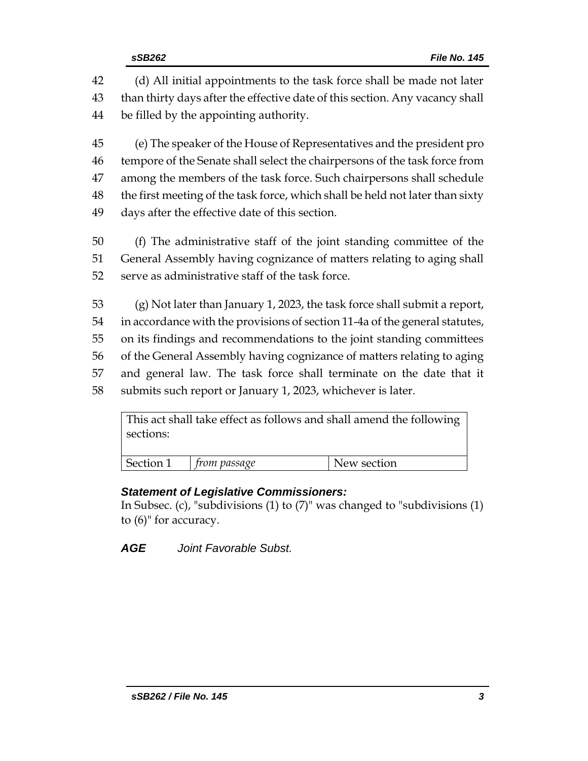(d) All initial appointments to the task force shall be made not later than thirty days after the effective date of this section. Any vacancy shall be filled by the appointing authority.

(e) The speaker of the House of Representatives and the president pro tempore of the Senate shall select the chairpersons of the task force from among the members of the task force. Such chairpersons shall schedule the first meeting of the task force, which shall be held not later than sixty days after the effective date of this section.

(f) The administrative staff of the joint standing committee of the General Assembly having cognizance of matters relating to aging shall serve as administrative staff of the task force.

(g) Not later than January 1, 2023, the task force shall submit a report, in accordance with the provisions of section 11-4a of the general statutes, on its findings and recommendations to the joint standing committees of the General Assembly having cognizance of matters relating to aging and general law. The task force shall terminate on the date that it submits such report or January 1, 2023, whichever is later.

| This act shall take effect as follows and shall amend the following sections: | | |
|---|---|---|
| Section 1 | *from passage* | New section |

***Statement of Legislative Commissioners:***
In Subsec. (c), "subdivisions (1) to (7)" was changed to "subdivisions (1) to (6)" for accuracy.

***AGE*** *Joint Favorable Subst.*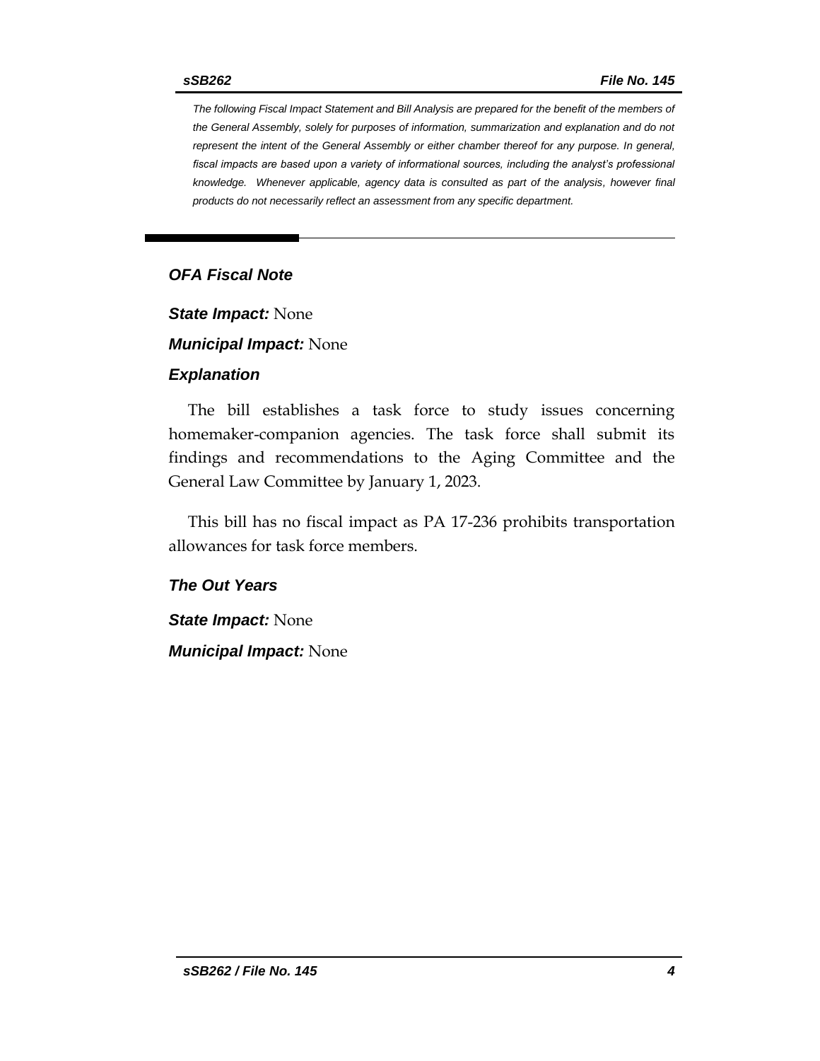*The following Fiscal Impact Statement and Bill Analysis are prepared for the benefit of the members of the General Assembly, solely for purposes of information, summarization and explanation and do not represent the intent of the General Assembly or either chamber thereof for any purpose. In general, fiscal impacts are based upon a variety of informational sources, including the analyst's professional knowledge. Whenever applicable, agency data is consulted as part of the analysis, however final products do not necessarily reflect an assessment from any specific department.*

## *OFA Fiscal Note*

***State Impact:*** None

***Municipal Impact:*** None

### *Explanation*

The bill establishes a task force to study issues concerning homemaker-companion agencies. The task force shall submit its findings and recommendations to the Aging Committee and the General Law Committee by January 1, 2023.

This bill has no fiscal impact as PA 17-236 prohibits transportation allowances for task force members.

### *The Out Years*

***State Impact:*** None

***Municipal Impact:*** None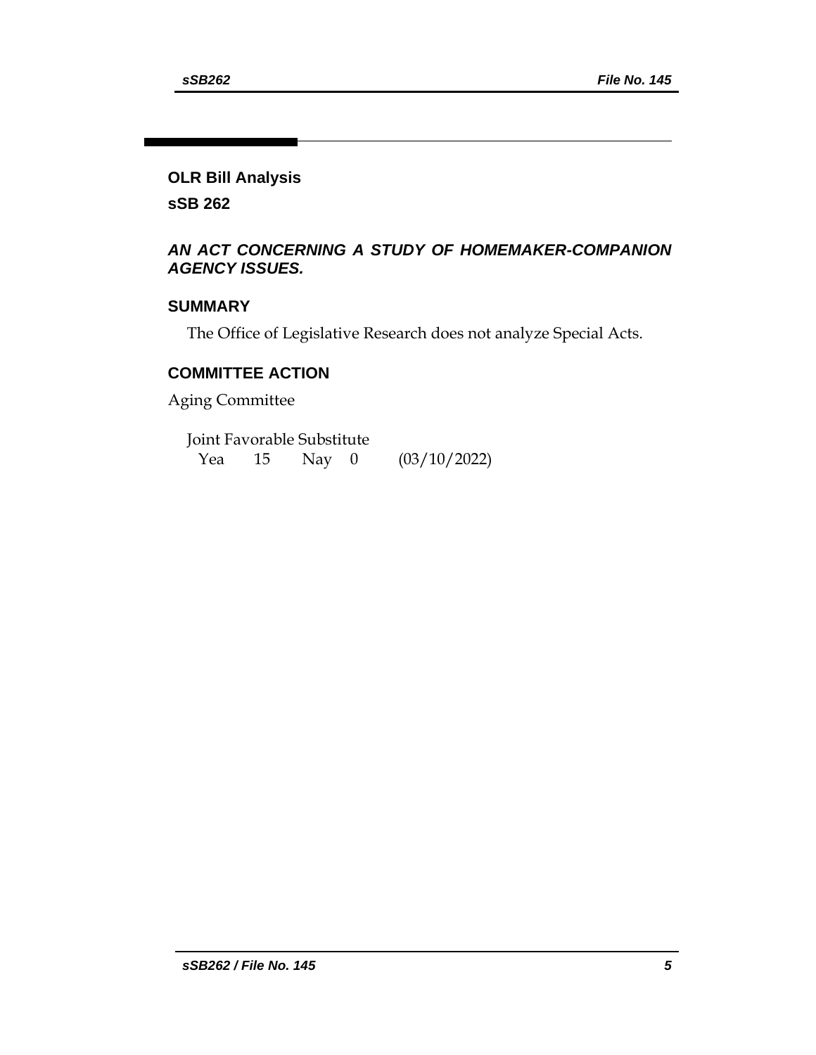## OLR Bill Analysis

## sSB 262

### *AN ACT CONCERNING A STUDY OF HOMEMAKER-COMPANION AGENCY ISSUES.*

### SUMMARY

The Office of Legislative Research does not analyze Special Acts.

### COMMITTEE ACTION

Aging Committee

| | | | | |
|---|---|---|---|---|
| Joint Favorable Substitute | | | | |
| Yea | 15 | Nay | 0 | (03/10/2022) |